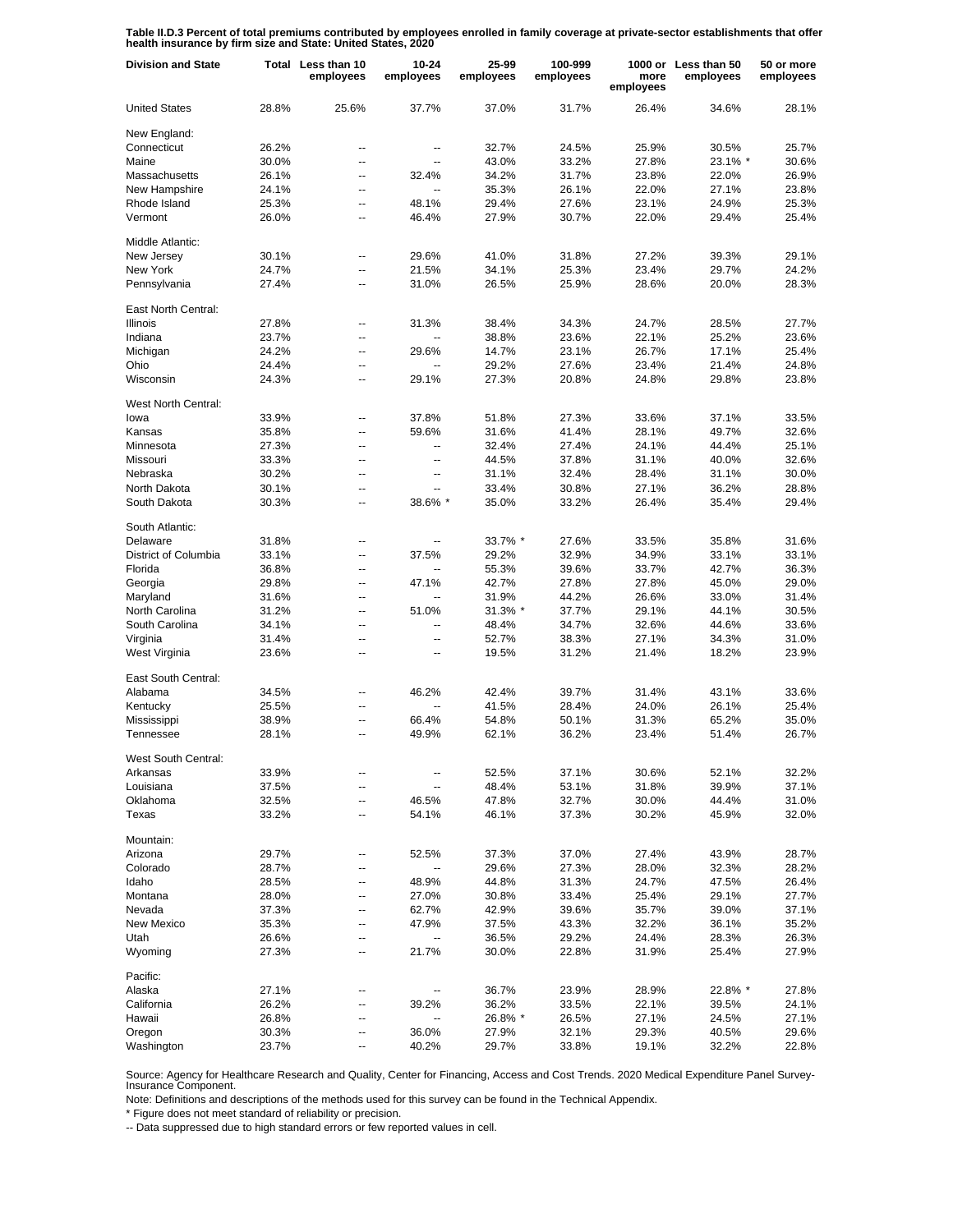**Table II.D.3 Percent of total premiums contributed by employees enrolled in family coverage at private-sector establishments that offer health insurance by firm size and State: United States, 2020**

| Division and State | Total | Less than 10 employees | 10-24 employees | 25-99 employees | 100-999 employees | 1000 or more employees | Less than 50 employees | 50 or more employees |
|---|---|---|---|---|---|---|---|---|
| United States | 28.8% | 25.6% | 37.7% | 37.0% | 31.7% | 26.4% | 34.6% | 28.1% |
| New England: | | | | | | | | |
| Connecticut | 26.2% | -- | -- | 32.7% | 24.5% | 25.9% | 30.5% | 25.7% |
| Maine | 30.0% | -- | -- | 43.0% | 33.2% | 27.8% | 23.1% * | 30.6% |
| Massachusetts | 26.1% | -- | 32.4% | 34.2% | 31.7% | 23.8% | 22.0% | 26.9% |
| New Hampshire | 24.1% | -- | -- | 35.3% | 26.1% | 22.0% | 27.1% | 23.8% |
| Rhode Island | 25.3% | -- | 48.1% | 29.4% | 27.6% | 23.1% | 24.9% | 25.3% |
| Vermont | 26.0% | -- | 46.4% | 27.9% | 30.7% | 22.0% | 29.4% | 25.4% |
| Middle Atlantic: | | | | | | | | |
| New Jersey | 30.1% | -- | 29.6% | 41.0% | 31.8% | 27.2% | 39.3% | 29.1% |
| New York | 24.7% | -- | 21.5% | 34.1% | 25.3% | 23.4% | 29.7% | 24.2% |
| Pennsylvania | 27.4% | -- | 31.0% | 26.5% | 25.9% | 28.6% | 20.0% | 28.3% |
| East North Central: | | | | | | | | |
| Illinois | 27.8% | -- | 31.3% | 38.4% | 34.3% | 24.7% | 28.5% | 27.7% |
| Indiana | 23.7% | -- | -- | 38.8% | 23.6% | 22.1% | 25.2% | 23.6% |
| Michigan | 24.2% | -- | 29.6% | 14.7% | 23.1% | 26.7% | 17.1% | 25.4% |
| Ohio | 24.4% | -- | -- | 29.2% | 27.6% | 23.4% | 21.4% | 24.8% |
| Wisconsin | 24.3% | -- | 29.1% | 27.3% | 20.8% | 24.8% | 29.8% | 23.8% |
| West North Central: | | | | | | | | |
| Iowa | 33.9% | -- | 37.8% | 51.8% | 27.3% | 33.6% | 37.1% | 33.5% |
| Kansas | 35.8% | -- | 59.6% | 31.6% | 41.4% | 28.1% | 49.7% | 32.6% |
| Minnesota | 27.3% | -- | -- | 32.4% | 27.4% | 24.1% | 44.4% | 25.1% |
| Missouri | 33.3% | -- | -- | 44.5% | 37.8% | 31.1% | 40.0% | 32.6% |
| Nebraska | 30.2% | -- | -- | 31.1% | 32.4% | 28.4% | 31.1% | 30.0% |
| North Dakota | 30.1% | -- | -- | 33.4% | 30.8% | 27.1% | 36.2% | 28.8% |
| South Dakota | 30.3% | -- | 38.6% * | 35.0% | 33.2% | 26.4% | 35.4% | 29.4% |
| South Atlantic: | | | | | | | | |
| Delaware | 31.8% | -- | -- | 33.7% * | 27.6% | 33.5% | 35.8% | 31.6% |
| District of Columbia | 33.1% | -- | 37.5% | 29.2% | 32.9% | 34.9% | 33.1% | 33.1% |
| Florida | 36.8% | -- | -- | 55.3% | 39.6% | 33.7% | 42.7% | 36.3% |
| Georgia | 29.8% | -- | 47.1% | 42.7% | 27.8% | 27.8% | 45.0% | 29.0% |
| Maryland | 31.6% | -- | -- | 31.9% | 44.2% | 26.6% | 33.0% | 31.4% |
| North Carolina | 31.2% | -- | 51.0% | 31.3% * | 37.7% | 29.1% | 44.1% | 30.5% |
| South Carolina | 34.1% | -- | -- | 48.4% | 34.7% | 32.6% | 44.6% | 33.6% |
| Virginia | 31.4% | -- | -- | 52.7% | 38.3% | 27.1% | 34.3% | 31.0% |
| West Virginia | 23.6% | -- | -- | 19.5% | 31.2% | 21.4% | 18.2% | 23.9% |
| East South Central: | | | | | | | | |
| Alabama | 34.5% | -- | 46.2% | 42.4% | 39.7% | 31.4% | 43.1% | 33.6% |
| Kentucky | 25.5% | -- | -- | 41.5% | 28.4% | 24.0% | 26.1% | 25.4% |
| Mississippi | 38.9% | -- | 66.4% | 54.8% | 50.1% | 31.3% | 65.2% | 35.0% |
| Tennessee | 28.1% | -- | 49.9% | 62.1% | 36.2% | 23.4% | 51.4% | 26.7% |
| West South Central: | | | | | | | | |
| Arkansas | 33.9% | -- | -- | 52.5% | 37.1% | 30.6% | 52.1% | 32.2% |
| Louisiana | 37.5% | -- | -- | 48.4% | 53.1% | 31.8% | 39.9% | 37.1% |
| Oklahoma | 32.5% | -- | 46.5% | 47.8% | 32.7% | 30.0% | 44.4% | 31.0% |
| Texas | 33.2% | -- | 54.1% | 46.1% | 37.3% | 30.2% | 45.9% | 32.0% |
| Mountain: | | | | | | | | |
| Arizona | 29.7% | -- | 52.5% | 37.3% | 37.0% | 27.4% | 43.9% | 28.7% |
| Colorado | 28.7% | -- | -- | 29.6% | 27.3% | 28.0% | 32.3% | 28.2% |
| Idaho | 28.5% | -- | 48.9% | 44.8% | 31.3% | 24.7% | 47.5% | 26.4% |
| Montana | 28.0% | -- | 27.0% | 30.8% | 33.4% | 25.4% | 29.1% | 27.7% |
| Nevada | 37.3% | -- | 62.7% | 42.9% | 39.6% | 35.7% | 39.0% | 37.1% |
| New Mexico | 35.3% | -- | 47.9% | 37.5% | 43.3% | 32.2% | 36.1% | 35.2% |
| Utah | 26.6% | -- | -- | 36.5% | 29.2% | 24.4% | 28.3% | 26.3% |
| Wyoming | 27.3% | -- | 21.7% | 30.0% | 22.8% | 31.9% | 25.4% | 27.9% |
| Pacific: | | | | | | | | |
| Alaska | 27.1% | -- | -- | 36.7% | 23.9% | 28.9% | 22.8% * | 27.8% |
| California | 26.2% | -- | 39.2% | 36.2% | 33.5% | 22.1% | 39.5% | 24.1% |
| Hawaii | 26.8% | -- | -- | 26.8% * | 26.5% | 27.1% | 24.5% | 27.1% |
| Oregon | 30.3% | -- | 36.0% | 27.9% | 32.1% | 29.3% | 40.5% | 29.6% |
| Washington | 23.7% | -- | 40.2% | 29.7% | 33.8% | 19.1% | 32.2% | 22.8% |

Source: Agency for Healthcare Research and Quality, Center for Financing, Access and Cost Trends. 2020 Medical Expenditure Panel Survey-Insurance Component.

Note: Definitions and descriptions of the methods used for this survey can be found in the Technical Appendix.

* Figure does not meet standard of reliability or precision.

-- Data suppressed due to high standard errors or few reported values in cell.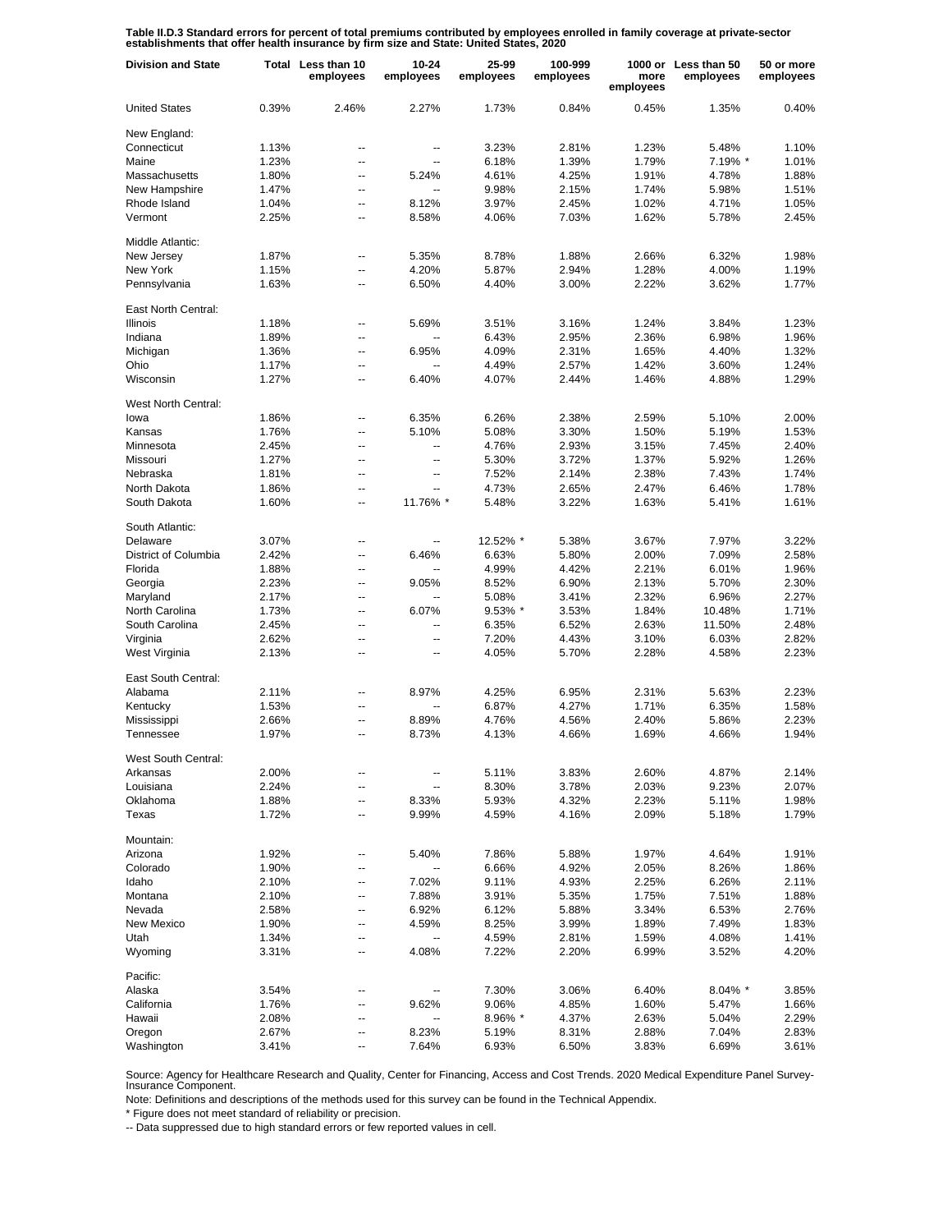**Table II.D.3 Standard errors for percent of total premiums contributed by employees enrolled in family coverage at private-sector establishments that offer health insurance by firm size and State: United States, 2020**

| Division and State | Total | Less than 10 employees | 10-24 employees | 25-99 employees | 100-999 employees | 1000 or more employees | Less than 50 employees | 50 or more employees |
|---|---|---|---|---|---|---|---|---|
| United States | 0.39% | 2.46% | 2.27% | 1.73% | 0.84% | 0.45% | 1.35% | 0.40% |
| New England: | | | | | | | | |
| Connecticut | 1.13% | -- | -- | 3.23% | 2.81% | 1.23% | 5.48% | 1.10% |
| Maine | 1.23% | -- | -- | 6.18% | 1.39% | 1.79% | 7.19% * | 1.01% |
| Massachusetts | 1.80% | -- | 5.24% | 4.61% | 4.25% | 1.91% | 4.78% | 1.88% |
| New Hampshire | 1.47% | -- | -- | 9.98% | 2.15% | 1.74% | 5.98% | 1.51% |
| Rhode Island | 1.04% | -- | 8.12% | 3.97% | 2.45% | 1.02% | 4.71% | 1.05% |
| Vermont | 2.25% | -- | 8.58% | 4.06% | 7.03% | 1.62% | 5.78% | 2.45% |
| Middle Atlantic: | | | | | | | | |
| New Jersey | 1.87% | -- | 5.35% | 8.78% | 1.88% | 2.66% | 6.32% | 1.98% |
| New York | 1.15% | -- | 4.20% | 5.87% | 2.94% | 1.28% | 4.00% | 1.19% |
| Pennsylvania | 1.63% | -- | 6.50% | 4.40% | 3.00% | 2.22% | 3.62% | 1.77% |
| East North Central: | | | | | | | | |
| Illinois | 1.18% | -- | 5.69% | 3.51% | 3.16% | 1.24% | 3.84% | 1.23% |
| Indiana | 1.89% | -- | -- | 6.43% | 2.95% | 2.36% | 6.98% | 1.96% |
| Michigan | 1.36% | -- | 6.95% | 4.09% | 2.31% | 1.65% | 4.40% | 1.32% |
| Ohio | 1.17% | -- | -- | 4.49% | 2.57% | 1.42% | 3.60% | 1.24% |
| Wisconsin | 1.27% | -- | 6.40% | 4.07% | 2.44% | 1.46% | 4.88% | 1.29% |
| West North Central: | | | | | | | | |
| Iowa | 1.86% | -- | 6.35% | 6.26% | 2.38% | 2.59% | 5.10% | 2.00% |
| Kansas | 1.76% | -- | 5.10% | 5.08% | 3.30% | 1.50% | 5.19% | 1.53% |
| Minnesota | 2.45% | -- | -- | 4.76% | 2.93% | 3.15% | 7.45% | 2.40% |
| Missouri | 1.27% | -- | -- | 5.30% | 3.72% | 1.37% | 5.92% | 1.26% |
| Nebraska | 1.81% | -- | -- | 7.52% | 2.14% | 2.38% | 7.43% | 1.74% |
| North Dakota | 1.86% | -- | -- | 4.73% | 2.65% | 2.47% | 6.46% | 1.78% |
| South Dakota | 1.60% | -- | 11.76% * | 5.48% | 3.22% | 1.63% | 5.41% | 1.61% |
| South Atlantic: | | | | | | | | |
| Delaware | 3.07% | -- | -- | 12.52% * | 5.38% | 3.67% | 7.97% | 3.22% |
| District of Columbia | 2.42% | -- | 6.46% | 6.63% | 5.80% | 2.00% | 7.09% | 2.58% |
| Florida | 1.88% | -- | -- | 4.99% | 4.42% | 2.21% | 6.01% | 1.96% |
| Georgia | 2.23% | -- | 9.05% | 8.52% | 6.90% | 2.13% | 5.70% | 2.30% |
| Maryland | 2.17% | -- | -- | 5.08% | 3.41% | 2.32% | 6.96% | 2.27% |
| North Carolina | 1.73% | -- | 6.07% | 9.53% * | 3.53% | 1.84% | 10.48% | 1.71% |
| South Carolina | 2.45% | -- | -- | 6.35% | 6.52% | 2.63% | 11.50% | 2.48% |
| Virginia | 2.62% | -- | -- | 7.20% | 4.43% | 3.10% | 6.03% | 2.82% |
| West Virginia | 2.13% | -- | -- | 4.05% | 5.70% | 2.28% | 4.58% | 2.23% |
| East South Central: | | | | | | | | |
| Alabama | 2.11% | -- | 8.97% | 4.25% | 6.95% | 2.31% | 5.63% | 2.23% |
| Kentucky | 1.53% | -- | -- | 6.87% | 4.27% | 1.71% | 6.35% | 1.58% |
| Mississippi | 2.66% | -- | 8.89% | 4.76% | 4.56% | 2.40% | 5.86% | 2.23% |
| Tennessee | 1.97% | -- | 8.73% | 4.13% | 4.66% | 1.69% | 4.66% | 1.94% |
| West South Central: | | | | | | | | |
| Arkansas | 2.00% | -- | -- | 5.11% | 3.83% | 2.60% | 4.87% | 2.14% |
| Louisiana | 2.24% | -- | -- | 8.30% | 3.78% | 2.03% | 9.23% | 2.07% |
| Oklahoma | 1.88% | -- | 8.33% | 5.93% | 4.32% | 2.23% | 5.11% | 1.98% |
| Texas | 1.72% | -- | 9.99% | 4.59% | 4.16% | 2.09% | 5.18% | 1.79% |
| Mountain: | | | | | | | | |
| Arizona | 1.92% | -- | 5.40% | 7.86% | 5.88% | 1.97% | 4.64% | 1.91% |
| Colorado | 1.90% | -- | -- | 6.66% | 4.92% | 2.05% | 8.26% | 1.86% |
| Idaho | 2.10% | -- | 7.02% | 9.11% | 4.93% | 2.25% | 6.26% | 2.11% |
| Montana | 2.10% | -- | 7.88% | 3.91% | 5.35% | 1.75% | 7.51% | 1.88% |
| Nevada | 2.58% | -- | 6.92% | 6.12% | 5.88% | 3.34% | 6.53% | 2.76% |
| New Mexico | 1.90% | -- | 4.59% | 8.25% | 3.99% | 1.89% | 7.49% | 1.83% |
| Utah | 1.34% | -- | -- | 4.59% | 2.81% | 1.59% | 4.08% | 1.41% |
| Wyoming | 3.31% | -- | 4.08% | 7.22% | 2.20% | 6.99% | 3.52% | 4.20% |
| Pacific: | | | | | | | | |
| Alaska | 3.54% | -- | -- | 7.30% | 3.06% | 6.40% | 8.04% * | 3.85% |
| California | 1.76% | -- | 9.62% | 9.06% | 4.85% | 1.60% | 5.47% | 1.66% |
| Hawaii | 2.08% | -- | -- | 8.96% * | 4.37% | 2.63% | 5.04% | 2.29% |
| Oregon | 2.67% | -- | 8.23% | 5.19% | 8.31% | 2.88% | 7.04% | 2.83% |
| Washington | 3.41% | -- | 7.64% | 6.93% | 6.50% | 3.83% | 6.69% | 3.61% |

Source: Agency for Healthcare Research and Quality, Center for Financing, Access and Cost Trends. 2020 Medical Expenditure Panel Survey-Insurance Component.

Note: Definitions and descriptions of the methods used for this survey can be found in the Technical Appendix.

* Figure does not meet standard of reliability or precision.

-- Data suppressed due to high standard errors or few reported values in cell.